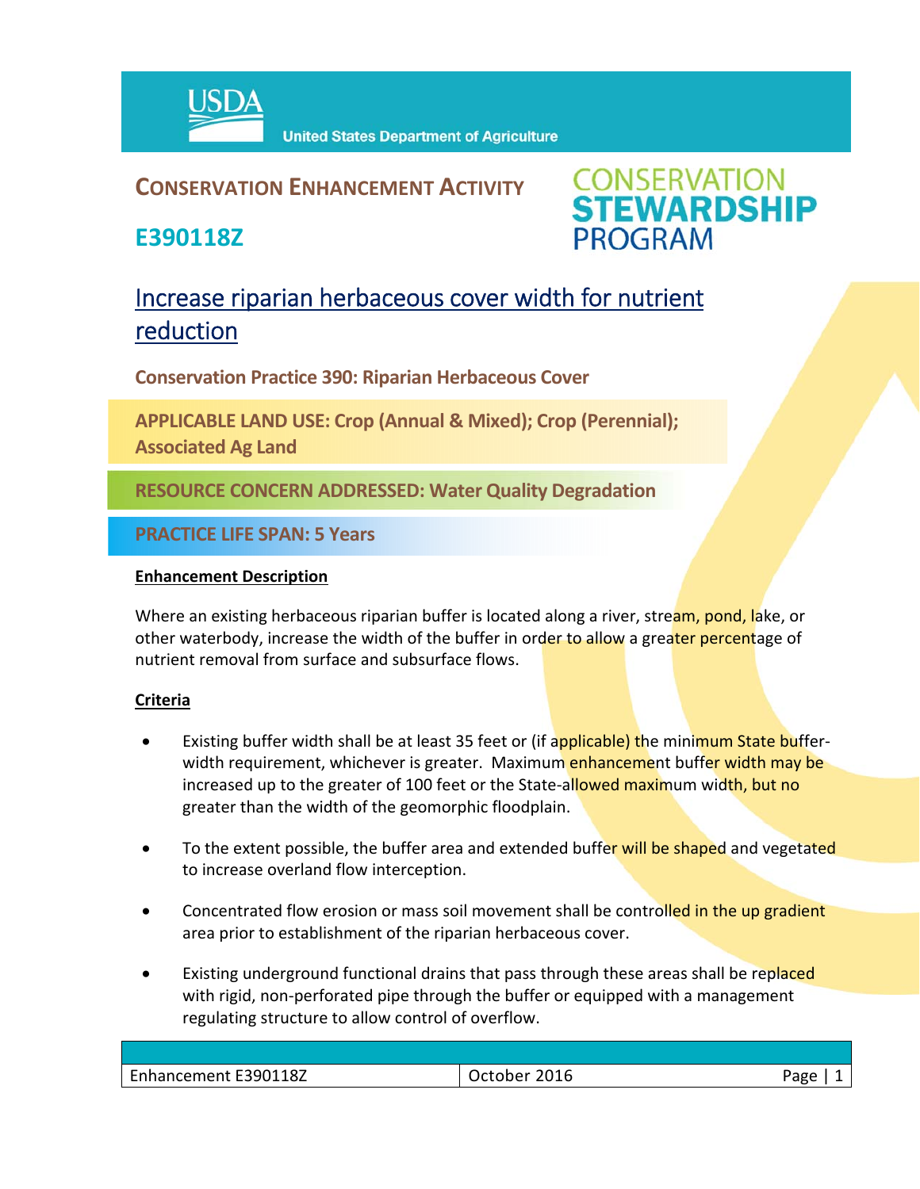# CONSERVATION ENHANCEMENT ACTIVITY

## E390118Z

CONSERVATION STEWARDSHIP PROGRAM

## Increase riparian herbaceous cover width for nutrient reduction

**Conservation Practice 390: Riparian Herbaceous Cover**

**APPLICABLE LAND USE: Crop (Annual & Mixed); Crop (Perennial); Associated Ag Land**

**RESOURCE CONCERN ADDRESSED: Water Quality Degradation**

**PRACTICE LIFE SPAN: 5 Years**

### Enhancement Description

Where an existing herbaceous riparian buffer is located along a river, stream, pond, lake, or other waterbody, increase the width of the buffer in order to allow a greater percentage of nutrient removal from surface and subsurface flows.

### Criteria

- Existing buffer width shall be at least 35 feet or (if applicable) the minimum State buffer-width requirement, whichever is greater. Maximum enhancement buffer width may be increased up to the greater of 100 feet or the State-allowed maximum width, but no greater than the width of the geomorphic floodplain.
- To the extent possible, the buffer area and extended buffer will be shaped and vegetated to increase overland flow interception.
- Concentrated flow erosion or mass soil movement shall be controlled in the up gradient area prior to establishment of the riparian herbaceous cover.
- Existing underground functional drains that pass through these areas shall be replaced with rigid, non-perforated pipe through the buffer or equipped with a management regulating structure to allow control of overflow.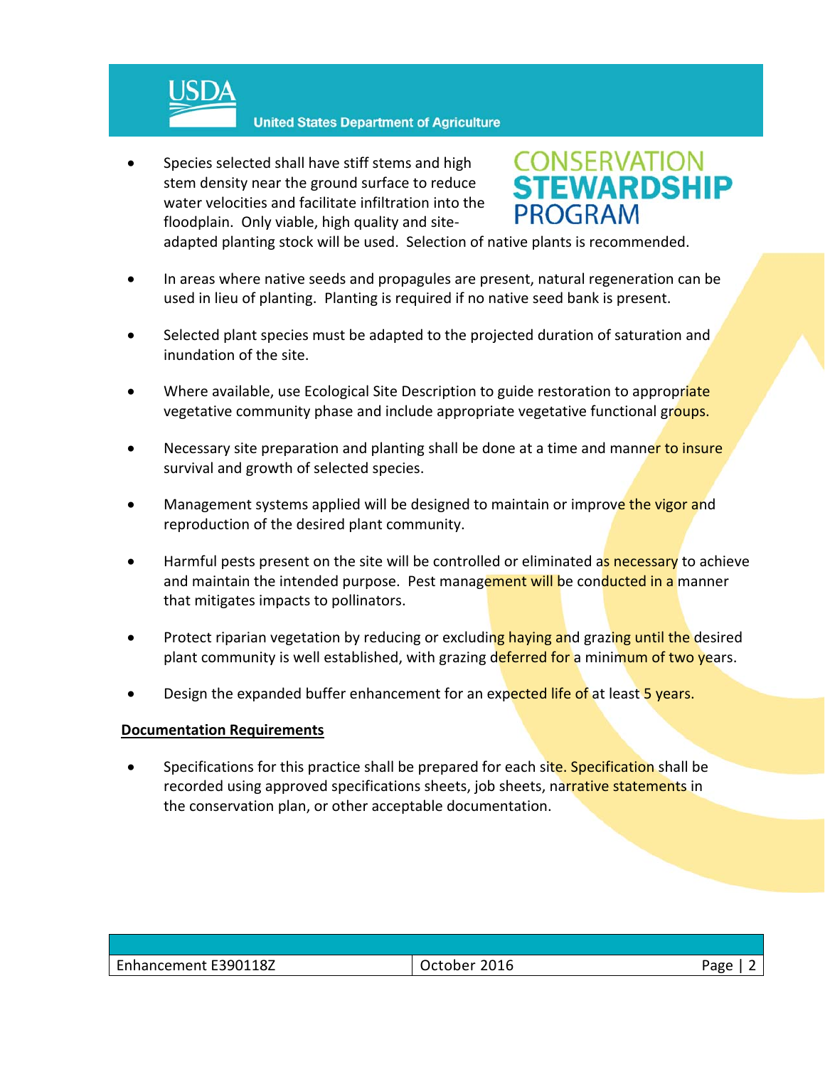- Species selected shall have stiff stems and high stem density near the ground surface to reduce water velocities and facilitate infiltration into the floodplain. Only viable, high quality and site-adapted planting stock will be used. Selection of native plants is recommended.

- In areas where native seeds and propagules are present, natural regeneration can be used in lieu of planting. Planting is required if no native seed bank is present.

- Selected plant species must be adapted to the projected duration of saturation and inundation of the site.

- Where available, use Ecological Site Description to guide restoration to appropriate vegetative community phase and include appropriate vegetative functional groups.

- Necessary site preparation and planting shall be done at a time and manner to insure survival and growth of selected species.

- Management systems applied will be designed to maintain or improve the vigor and reproduction of the desired plant community.

- Harmful pests present on the site will be controlled or eliminated as necessary to achieve and maintain the intended purpose. Pest management will be conducted in a manner that mitigates impacts to pollinators.

- Protect riparian vegetation by reducing or excluding haying and grazing until the desired plant community is well established, with grazing deferred for a minimum of two years.

- Design the expanded buffer enhancement for an expected life of at least 5 years.

## Documentation Requirements

- Specifications for this practice shall be prepared for each site. Specification shall be recorded using approved specifications sheets, job sheets, narrative statements in the conservation plan, or other acceptable documentation.